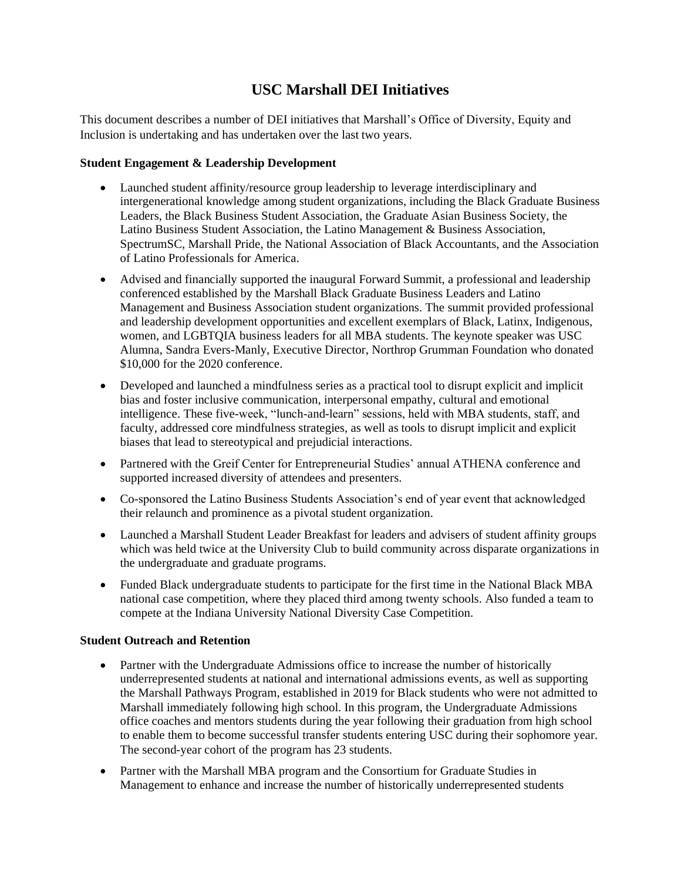# USC Marshall DEI Initiatives

This document describes a number of DEI initiatives that Marshall's Office of Diversity, Equity and Inclusion is undertaking and has undertaken over the last two years.

**Student Engagement & Leadership Development**

- Launched student affinity/resource group leadership to leverage interdisciplinary and intergenerational knowledge among student organizations, including the Black Graduate Business Leaders, the Black Business Student Association, the Graduate Asian Business Society, the Latino Business Student Association, the Latino Management & Business Association, SpectrumSC, Marshall Pride, the National Association of Black Accountants, and the Association of Latino Professionals for America.
- Advised and financially supported the inaugural Forward Summit, a professional and leadership conferenced established by the Marshall Black Graduate Business Leaders and Latino Management and Business Association student organizations. The summit provided professional and leadership development opportunities and excellent exemplars of Black, Latinx, Indigenous, women, and LGBTQIA business leaders for all MBA students. The keynote speaker was USC Alumna, Sandra Evers-Manly, Executive Director, Northrop Grumman Foundation who donated $10,000 for the 2020 conference.
- Developed and launched a mindfulness series as a practical tool to disrupt explicit and implicit bias and foster inclusive communication, interpersonal empathy, cultural and emotional intelligence. These five-week, "lunch-and-learn" sessions, held with MBA students, staff, and faculty, addressed core mindfulness strategies, as well as tools to disrupt implicit and explicit biases that lead to stereotypical and prejudicial interactions.
- Partnered with the Greif Center for Entrepreneurial Studies' annual ATHENA conference and supported increased diversity of attendees and presenters.
- Co-sponsored the Latino Business Students Association's end of year event that acknowledged their relaunch and prominence as a pivotal student organization.
- Launched a Marshall Student Leader Breakfast for leaders and advisers of student affinity groups which was held twice at the University Club to build community across disparate organizations in the undergraduate and graduate programs.
- Funded Black undergraduate students to participate for the first time in the National Black MBA national case competition, where they placed third among twenty schools. Also funded a team to compete at the Indiana University National Diversity Case Competition.

**Student Outreach and Retention**

- Partner with the Undergraduate Admissions office to increase the number of historically underrepresented students at national and international admissions events, as well as supporting the Marshall Pathways Program, established in 2019 for Black students who were not admitted to Marshall immediately following high school. In this program, the Undergraduate Admissions office coaches and mentors students during the year following their graduation from high school to enable them to become successful transfer students entering USC during their sophomore year. The second-year cohort of the program has 23 students.
- Partner with the Marshall MBA program and the Consortium for Graduate Studies in Management to enhance and increase the number of historically underrepresented students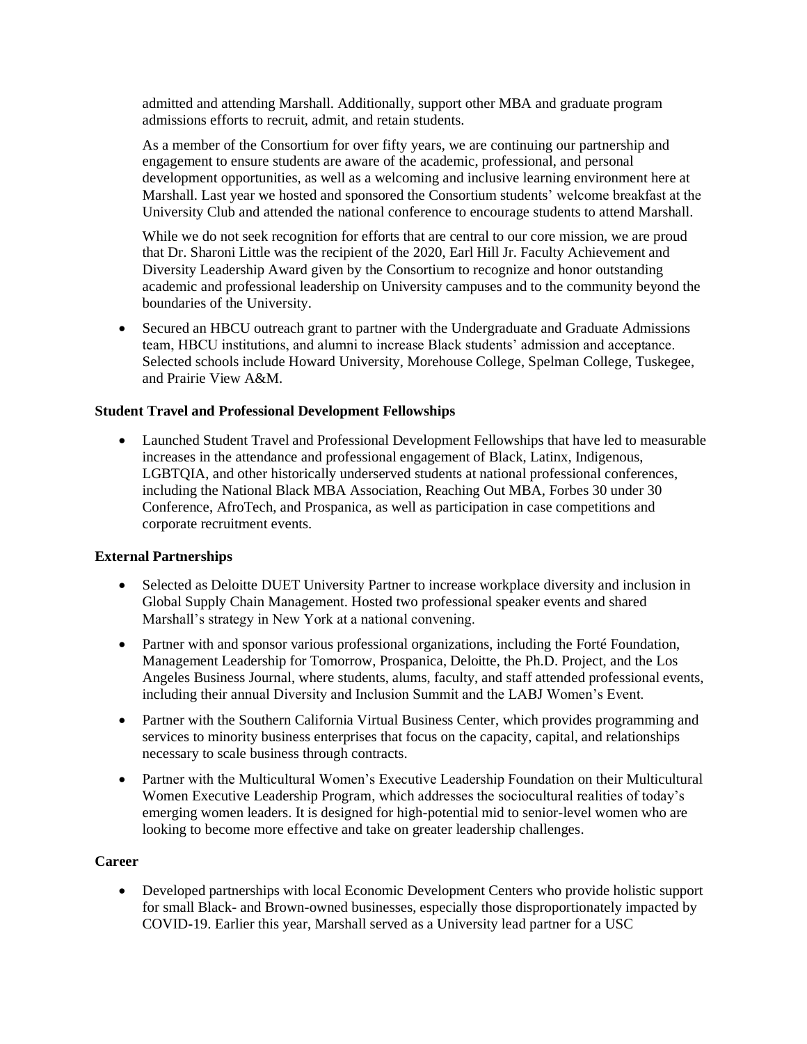admitted and attending Marshall. Additionally, support other MBA and graduate program admissions efforts to recruit, admit, and retain students.

As a member of the Consortium for over fifty years, we are continuing our partnership and engagement to ensure students are aware of the academic, professional, and personal development opportunities, as well as a welcoming and inclusive learning environment here at Marshall. Last year we hosted and sponsored the Consortium students' welcome breakfast at the University Club and attended the national conference to encourage students to attend Marshall.

While we do not seek recognition for efforts that are central to our core mission, we are proud that Dr. Sharoni Little was the recipient of the 2020, Earl Hill Jr. Faculty Achievement and Diversity Leadership Award given by the Consortium to recognize and honor outstanding academic and professional leadership on University campuses and to the community beyond the boundaries of the University.

- Secured an HBCU outreach grant to partner with the Undergraduate and Graduate Admissions team, HBCU institutions, and alumni to increase Black students' admission and acceptance. Selected schools include Howard University, Morehouse College, Spelman College, Tuskegee, and Prairie View A&M.

**Student Travel and Professional Development Fellowships**

- Launched Student Travel and Professional Development Fellowships that have led to measurable increases in the attendance and professional engagement of Black, Latinx, Indigenous, LGBTQIA, and other historically underserved students at national professional conferences, including the National Black MBA Association, Reaching Out MBA, Forbes 30 under 30 Conference, AfroTech, and Prospanica, as well as participation in case competitions and corporate recruitment events.

**External Partnerships**

- Selected as Deloitte DUET University Partner to increase workplace diversity and inclusion in Global Supply Chain Management. Hosted two professional speaker events and shared Marshall's strategy in New York at a national convening.
- Partner with and sponsor various professional organizations, including the Forté Foundation, Management Leadership for Tomorrow, Prospanica, Deloitte, the Ph.D. Project, and the Los Angeles Business Journal, where students, alums, faculty, and staff attended professional events, including their annual Diversity and Inclusion Summit and the LABJ Women's Event.
- Partner with the Southern California Virtual Business Center, which provides programming and services to minority business enterprises that focus on the capacity, capital, and relationships necessary to scale business through contracts.
- Partner with the Multicultural Women's Executive Leadership Foundation on their Multicultural Women Executive Leadership Program, which addresses the sociocultural realities of today's emerging women leaders. It is designed for high-potential mid to senior-level women who are looking to become more effective and take on greater leadership challenges.

**Career**

- Developed partnerships with local Economic Development Centers who provide holistic support for small Black- and Brown-owned businesses, especially those disproportionately impacted by COVID-19. Earlier this year, Marshall served as a University lead partner for a USC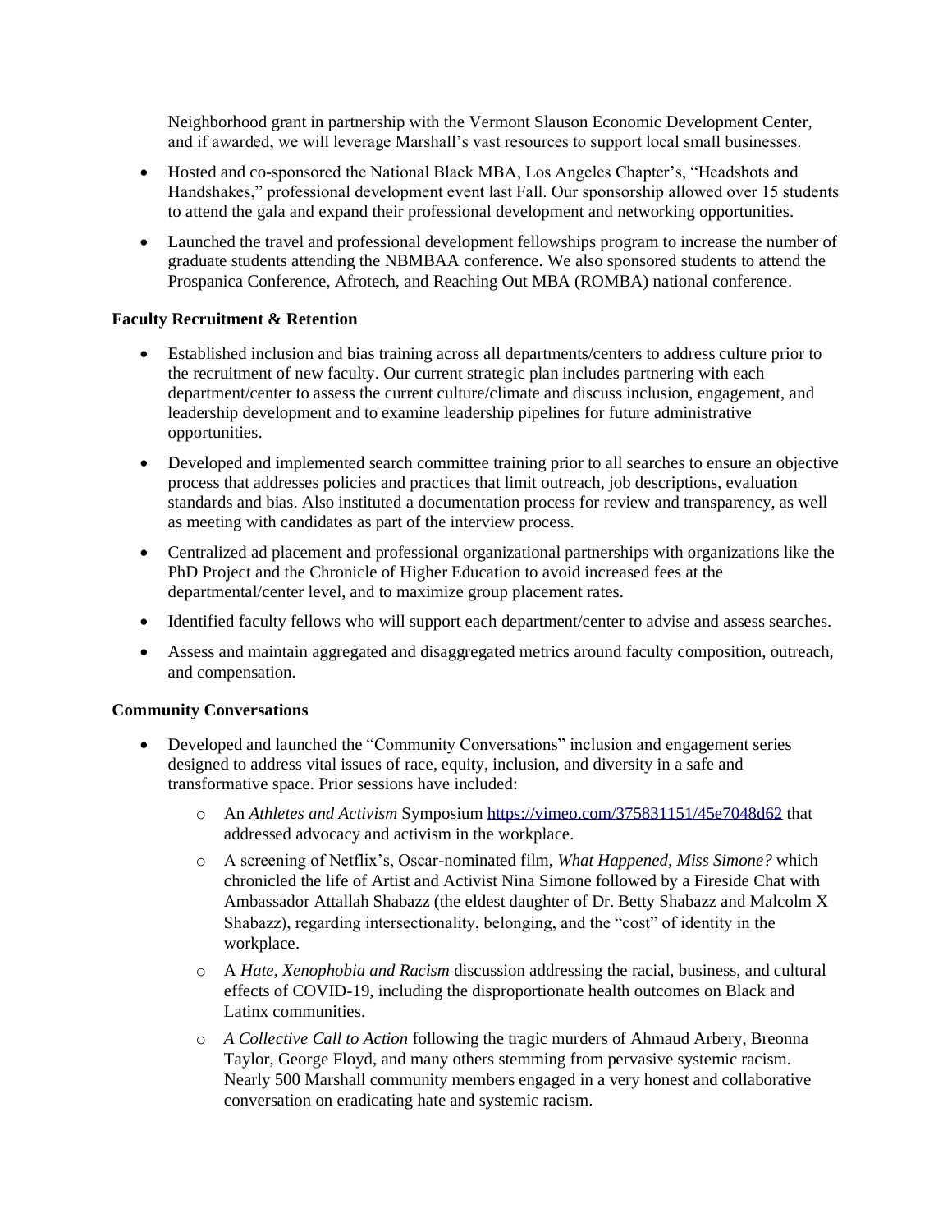Neighborhood grant in partnership with the Vermont Slauson Economic Development Center, and if awarded, we will leverage Marshall's vast resources to support local small businesses.

- Hosted and co-sponsored the National Black MBA, Los Angeles Chapter's, "Headshots and Handshakes," professional development event last Fall. Our sponsorship allowed over 15 students to attend the gala and expand their professional development and networking opportunities.
- Launched the travel and professional development fellowships program to increase the number of graduate students attending the NBMBAA conference. We also sponsored students to attend the Prospanica Conference, Afrotech, and Reaching Out MBA (ROMBA) national conference.

**Faculty Recruitment & Retention**

- Established inclusion and bias training across all departments/centers to address culture prior to the recruitment of new faculty. Our current strategic plan includes partnering with each department/center to assess the current culture/climate and discuss inclusion, engagement, and leadership development and to examine leadership pipelines for future administrative opportunities.
- Developed and implemented search committee training prior to all searches to ensure an objective process that addresses policies and practices that limit outreach, job descriptions, evaluation standards and bias. Also instituted a documentation process for review and transparency, as well as meeting with candidates as part of the interview process.
- Centralized ad placement and professional organizational partnerships with organizations like the PhD Project and the Chronicle of Higher Education to avoid increased fees at the departmental/center level, and to maximize group placement rates.
- Identified faculty fellows who will support each department/center to advise and assess searches.
- Assess and maintain aggregated and disaggregated metrics around faculty composition, outreach, and compensation.

**Community Conversations**

- Developed and launched the "Community Conversations" inclusion and engagement series designed to address vital issues of race, equity, inclusion, and diversity in a safe and transformative space. Prior sessions have included:
  - An *Athletes and Activism* Symposium https://vimeo.com/375831151/45e7048d62 that addressed advocacy and activism in the workplace.
  - A screening of Netflix's, Oscar-nominated film, *What Happened, Miss Simone?* which chronicled the life of Artist and Activist Nina Simone followed by a Fireside Chat with Ambassador Attallah Shabazz (the eldest daughter of Dr. Betty Shabazz and Malcolm X Shabazz), regarding intersectionality, belonging, and the "cost" of identity in the workplace.
  - A *Hate, Xenophobia and Racism* discussion addressing the racial, business, and cultural effects of COVID-19, including the disproportionate health outcomes on Black and Latinx communities.
  - *A Collective Call to Action* following the tragic murders of Ahmaud Arbery, Breonna Taylor, George Floyd, and many others stemming from pervasive systemic racism. Nearly 500 Marshall community members engaged in a very honest and collaborative conversation on eradicating hate and systemic racism.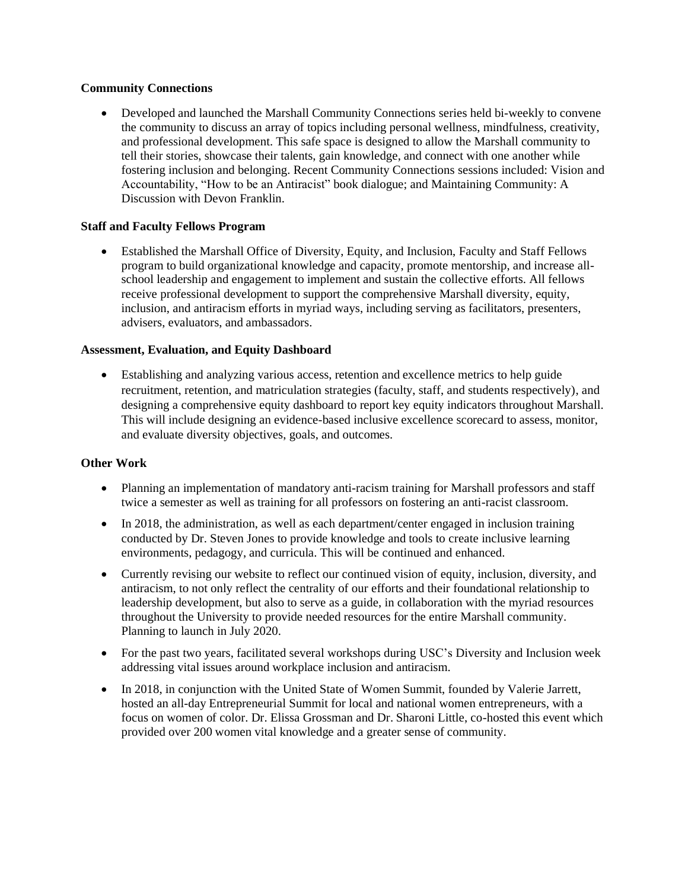**Community Connections**

- Developed and launched the Marshall Community Connections series held bi-weekly to convene the community to discuss an array of topics including personal wellness, mindfulness, creativity, and professional development. This safe space is designed to allow the Marshall community to tell their stories, showcase their talents, gain knowledge, and connect with one another while fostering inclusion and belonging. Recent Community Connections sessions included: Vision and Accountability, "How to be an Antiracist" book dialogue; and Maintaining Community: A Discussion with Devon Franklin.

**Staff and Faculty Fellows Program**

- Established the Marshall Office of Diversity, Equity, and Inclusion, Faculty and Staff Fellows program to build organizational knowledge and capacity, promote mentorship, and increase all-school leadership and engagement to implement and sustain the collective efforts. All fellows receive professional development to support the comprehensive Marshall diversity, equity, inclusion, and antiracism efforts in myriad ways, including serving as facilitators, presenters, advisers, evaluators, and ambassadors.

**Assessment, Evaluation, and Equity Dashboard**

- Establishing and analyzing various access, retention and excellence metrics to help guide recruitment, retention, and matriculation strategies (faculty, staff, and students respectively), and designing a comprehensive equity dashboard to report key equity indicators throughout Marshall. This will include designing an evidence-based inclusive excellence scorecard to assess, monitor, and evaluate diversity objectives, goals, and outcomes.

**Other Work**

- Planning an implementation of mandatory anti-racism training for Marshall professors and staff twice a semester as well as training for all professors on fostering an anti-racist classroom.
- In 2018, the administration, as well as each department/center engaged in inclusion training conducted by Dr. Steven Jones to provide knowledge and tools to create inclusive learning environments, pedagogy, and curricula. This will be continued and enhanced.
- Currently revising our website to reflect our continued vision of equity, inclusion, diversity, and antiracism, to not only reflect the centrality of our efforts and their foundational relationship to leadership development, but also to serve as a guide, in collaboration with the myriad resources throughout the University to provide needed resources for the entire Marshall community. Planning to launch in July 2020.
- For the past two years, facilitated several workshops during USC's Diversity and Inclusion week addressing vital issues around workplace inclusion and antiracism.
- In 2018, in conjunction with the United State of Women Summit, founded by Valerie Jarrett, hosted an all-day Entrepreneurial Summit for local and national women entrepreneurs, with a focus on women of color. Dr. Elissa Grossman and Dr. Sharoni Little, co-hosted this event which provided over 200 women vital knowledge and a greater sense of community.